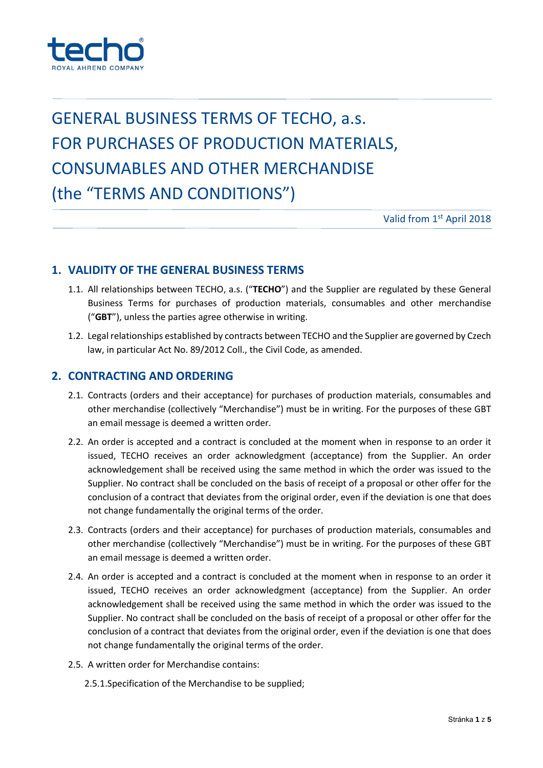techo
ROYAL AHREND COMPANY

# GENERAL BUSINESS TERMS OF TECHO, a.s. FOR PURCHASES OF PRODUCTION MATERIALS, CONSUMABLES AND OTHER MERCHANDISE (the "TERMS AND CONDITIONS")

Valid from 1st April 2018

## 1. VALIDITY OF THE GENERAL BUSINESS TERMS

1.1. All relationships between TECHO, a.s. ("**TECHO**") and the Supplier are regulated by these General Business Terms for purchases of production materials, consumables and other merchandise ("**GBT**"), unless the parties agree otherwise in writing.

1.2. Legal relationships established by contracts between TECHO and the Supplier are governed by Czech law, in particular Act No. 89/2012 Coll., the Civil Code, as amended.

## 2. CONTRACTING AND ORDERING

2.1. Contracts (orders and their acceptance) for purchases of production materials, consumables and other merchandise (collectively "Merchandise") must be in writing. For the purposes of these GBT an email message is deemed a written order.

2.2. An order is accepted and a contract is concluded at the moment when in response to an order it issued, TECHO receives an order acknowledgment (acceptance) from the Supplier. An order acknowledgement shall be received using the same method in which the order was issued to the Supplier. No contract shall be concluded on the basis of receipt of a proposal or other offer for the conclusion of a contract that deviates from the original order, even if the deviation is one that does not change fundamentally the original terms of the order.

2.3. Contracts (orders and their acceptance) for purchases of production materials, consumables and other merchandise (collectively "Merchandise") must be in writing. For the purposes of these GBT an email message is deemed a written order.

2.4. An order is accepted and a contract is concluded at the moment when in response to an order it issued, TECHO receives an order acknowledgment (acceptance) from the Supplier. An order acknowledgement shall be received using the same method in which the order was issued to the Supplier. No contract shall be concluded on the basis of receipt of a proposal or other offer for the conclusion of a contract that deviates from the original order, even if the deviation is one that does not change fundamentally the original terms of the order.

2.5. A written order for Merchandise contains:

2.5.1. Specification of the Merchandise to be supplied;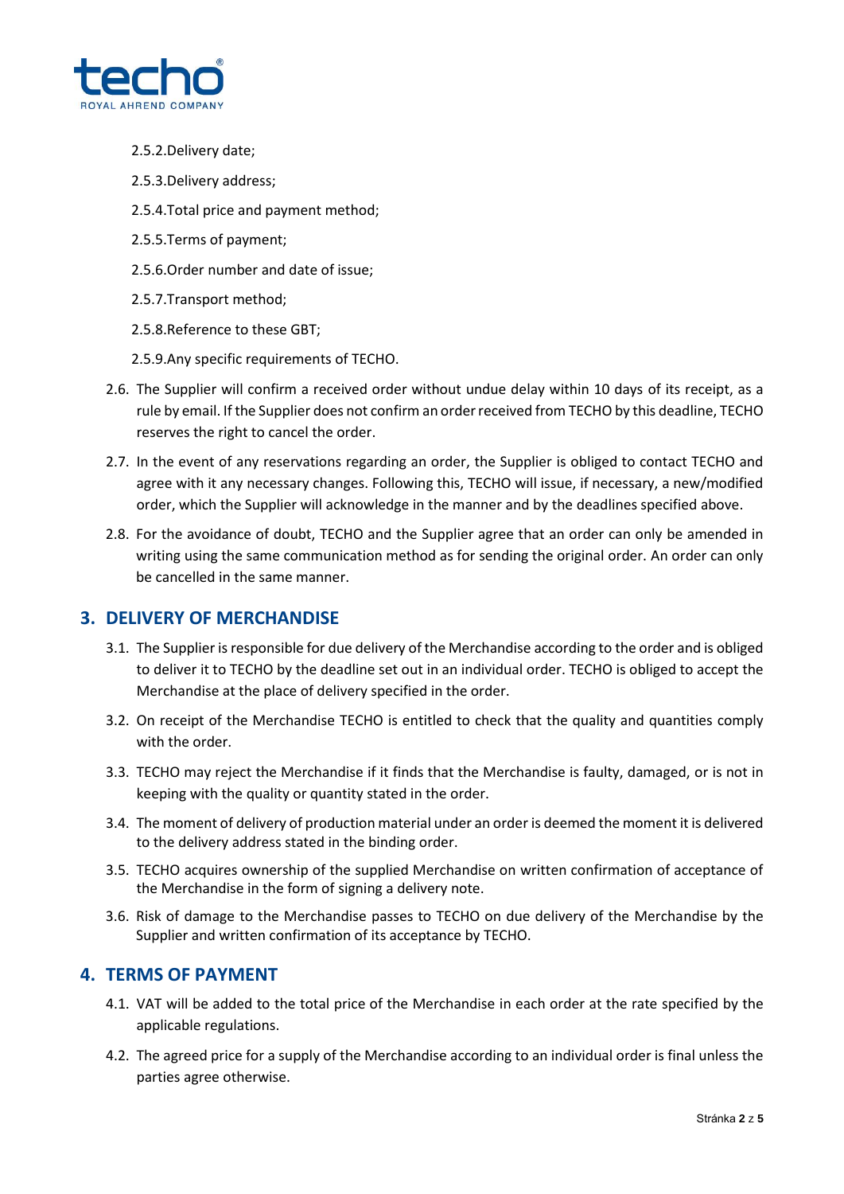2.5.2. Delivery date;

2.5.3. Delivery address;

2.5.4. Total price and payment method;

2.5.5. Terms of payment;

2.5.6. Order number and date of issue;

2.5.7. Transport method;

2.5.8. Reference to these GBT;

2.5.9. Any specific requirements of TECHO.

2.6. The Supplier will confirm a received order without undue delay within 10 days of its receipt, as a rule by email. If the Supplier does not confirm an order received from TECHO by this deadline, TECHO reserves the right to cancel the order.

2.7. In the event of any reservations regarding an order, the Supplier is obliged to contact TECHO and agree with it any necessary changes. Following this, TECHO will issue, if necessary, a new/modified order, which the Supplier will acknowledge in the manner and by the deadlines specified above.

2.8. For the avoidance of doubt, TECHO and the Supplier agree that an order can only be amended in writing using the same communication method as for sending the original order. An order can only be cancelled in the same manner.

## 3. DELIVERY OF MERCHANDISE

3.1. The Supplier is responsible for due delivery of the Merchandise according to the order and is obliged to deliver it to TECHO by the deadline set out in an individual order. TECHO is obliged to accept the Merchandise at the place of delivery specified in the order.

3.2. On receipt of the Merchandise TECHO is entitled to check that the quality and quantities comply with the order.

3.3. TECHO may reject the Merchandise if it finds that the Merchandise is faulty, damaged, or is not in keeping with the quality or quantity stated in the order.

3.4. The moment of delivery of production material under an order is deemed the moment it is delivered to the delivery address stated in the binding order.

3.5. TECHO acquires ownership of the supplied Merchandise on written confirmation of acceptance of the Merchandise in the form of signing a delivery note.

3.6. Risk of damage to the Merchandise passes to TECHO on due delivery of the Merchandise by the Supplier and written confirmation of its acceptance by TECHO.

## 4. TERMS OF PAYMENT

4.1. VAT will be added to the total price of the Merchandise in each order at the rate specified by the applicable regulations.

4.2. The agreed price for a supply of the Merchandise according to an individual order is final unless the parties agree otherwise.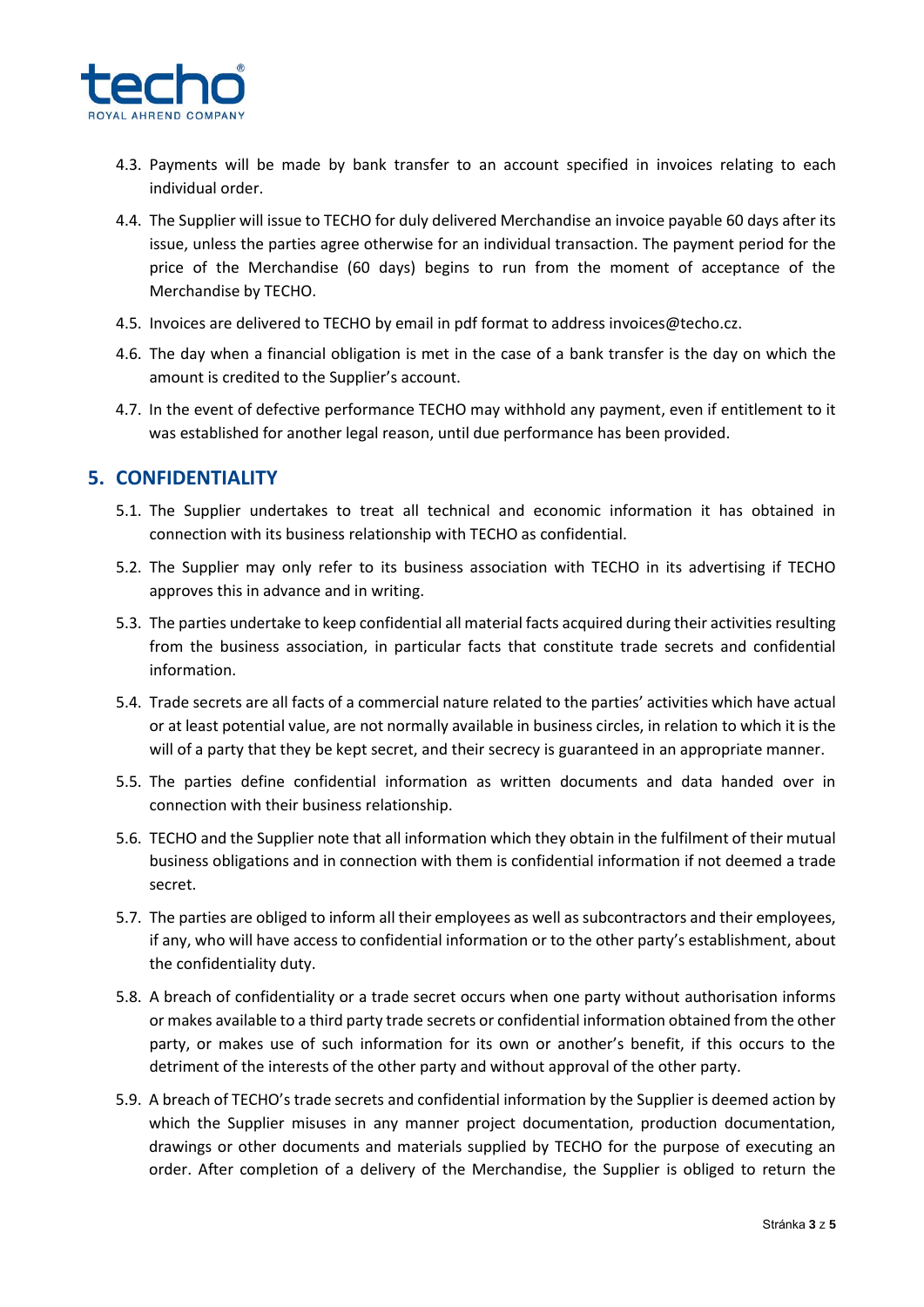4.3. Payments will be made by bank transfer to an account specified in invoices relating to each individual order.

4.4. The Supplier will issue to TECHO for duly delivered Merchandise an invoice payable 60 days after its issue, unless the parties agree otherwise for an individual transaction. The payment period for the price of the Merchandise (60 days) begins to run from the moment of acceptance of the Merchandise by TECHO.

4.5. Invoices are delivered to TECHO by email in pdf format to address invoices@techo.cz.

4.6. The day when a financial obligation is met in the case of a bank transfer is the day on which the amount is credited to the Supplier's account.

4.7. In the event of defective performance TECHO may withhold any payment, even if entitlement to it was established for another legal reason, until due performance has been provided.

## 5. CONFIDENTIALITY

5.1. The Supplier undertakes to treat all technical and economic information it has obtained in connection with its business relationship with TECHO as confidential.

5.2. The Supplier may only refer to its business association with TECHO in its advertising if TECHO approves this in advance and in writing.

5.3. The parties undertake to keep confidential all material facts acquired during their activities resulting from the business association, in particular facts that constitute trade secrets and confidential information.

5.4. Trade secrets are all facts of a commercial nature related to the parties' activities which have actual or at least potential value, are not normally available in business circles, in relation to which it is the will of a party that they be kept secret, and their secrecy is guaranteed in an appropriate manner.

5.5. The parties define confidential information as written documents and data handed over in connection with their business relationship.

5.6. TECHO and the Supplier note that all information which they obtain in the fulfilment of their mutual business obligations and in connection with them is confidential information if not deemed a trade secret.

5.7. The parties are obliged to inform all their employees as well as subcontractors and their employees, if any, who will have access to confidential information or to the other party's establishment, about the confidentiality duty.

5.8. A breach of confidentiality or a trade secret occurs when one party without authorisation informs or makes available to a third party trade secrets or confidential information obtained from the other party, or makes use of such information for its own or another's benefit, if this occurs to the detriment of the interests of the other party and without approval of the other party.

5.9. A breach of TECHO's trade secrets and confidential information by the Supplier is deemed action by which the Supplier misuses in any manner project documentation, production documentation, drawings or other documents and materials supplied by TECHO for the purpose of executing an order. After completion of a delivery of the Merchandise, the Supplier is obliged to return the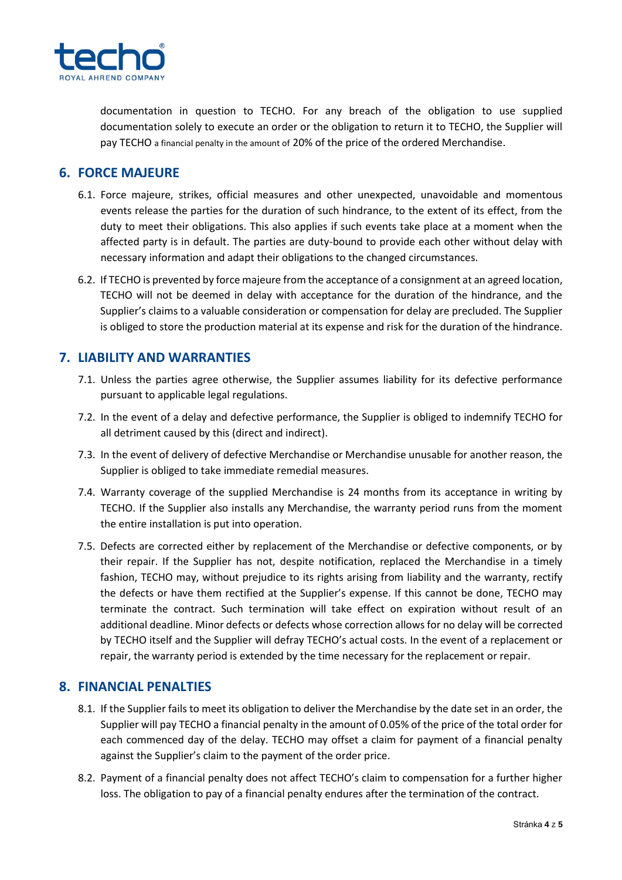documentation in question to TECHO. For any breach of the obligation to use supplied documentation solely to execute an order or the obligation to return it to TECHO, the Supplier will pay TECHO a financial penalty in the amount of 20% of the price of the ordered Merchandise.

## 6. FORCE MAJEURE

6.1. Force majeure, strikes, official measures and other unexpected, unavoidable and momentous events release the parties for the duration of such hindrance, to the extent of its effect, from the duty to meet their obligations. This also applies if such events take place at a moment when the affected party is in default. The parties are duty-bound to provide each other without delay with necessary information and adapt their obligations to the changed circumstances.

6.2. If TECHO is prevented by force majeure from the acceptance of a consignment at an agreed location, TECHO will not be deemed in delay with acceptance for the duration of the hindrance, and the Supplier's claims to a valuable consideration or compensation for delay are precluded. The Supplier is obliged to store the production material at its expense and risk for the duration of the hindrance.

## 7. LIABILITY AND WARRANTIES

7.1. Unless the parties agree otherwise, the Supplier assumes liability for its defective performance pursuant to applicable legal regulations.

7.2. In the event of a delay and defective performance, the Supplier is obliged to indemnify TECHO for all detriment caused by this (direct and indirect).

7.3. In the event of delivery of defective Merchandise or Merchandise unusable for another reason, the Supplier is obliged to take immediate remedial measures.

7.4. Warranty coverage of the supplied Merchandise is 24 months from its acceptance in writing by TECHO. If the Supplier also installs any Merchandise, the warranty period runs from the moment the entire installation is put into operation.

7.5. Defects are corrected either by replacement of the Merchandise or defective components, or by their repair. If the Supplier has not, despite notification, replaced the Merchandise in a timely fashion, TECHO may, without prejudice to its rights arising from liability and the warranty, rectify the defects or have them rectified at the Supplier's expense. If this cannot be done, TECHO may terminate the contract. Such termination will take effect on expiration without result of an additional deadline. Minor defects or defects whose correction allows for no delay will be corrected by TECHO itself and the Supplier will defray TECHO's actual costs. In the event of a replacement or repair, the warranty period is extended by the time necessary for the replacement or repair.

## 8. FINANCIAL PENALTIES

8.1. If the Supplier fails to meet its obligation to deliver the Merchandise by the date set in an order, the Supplier will pay TECHO a financial penalty in the amount of 0.05% of the price of the total order for each commenced day of the delay. TECHO may offset a claim for payment of a financial penalty against the Supplier's claim to the payment of the order price.

8.2. Payment of a financial penalty does not affect TECHO's claim to compensation for a further higher loss. The obligation to pay of a financial penalty endures after the termination of the contract.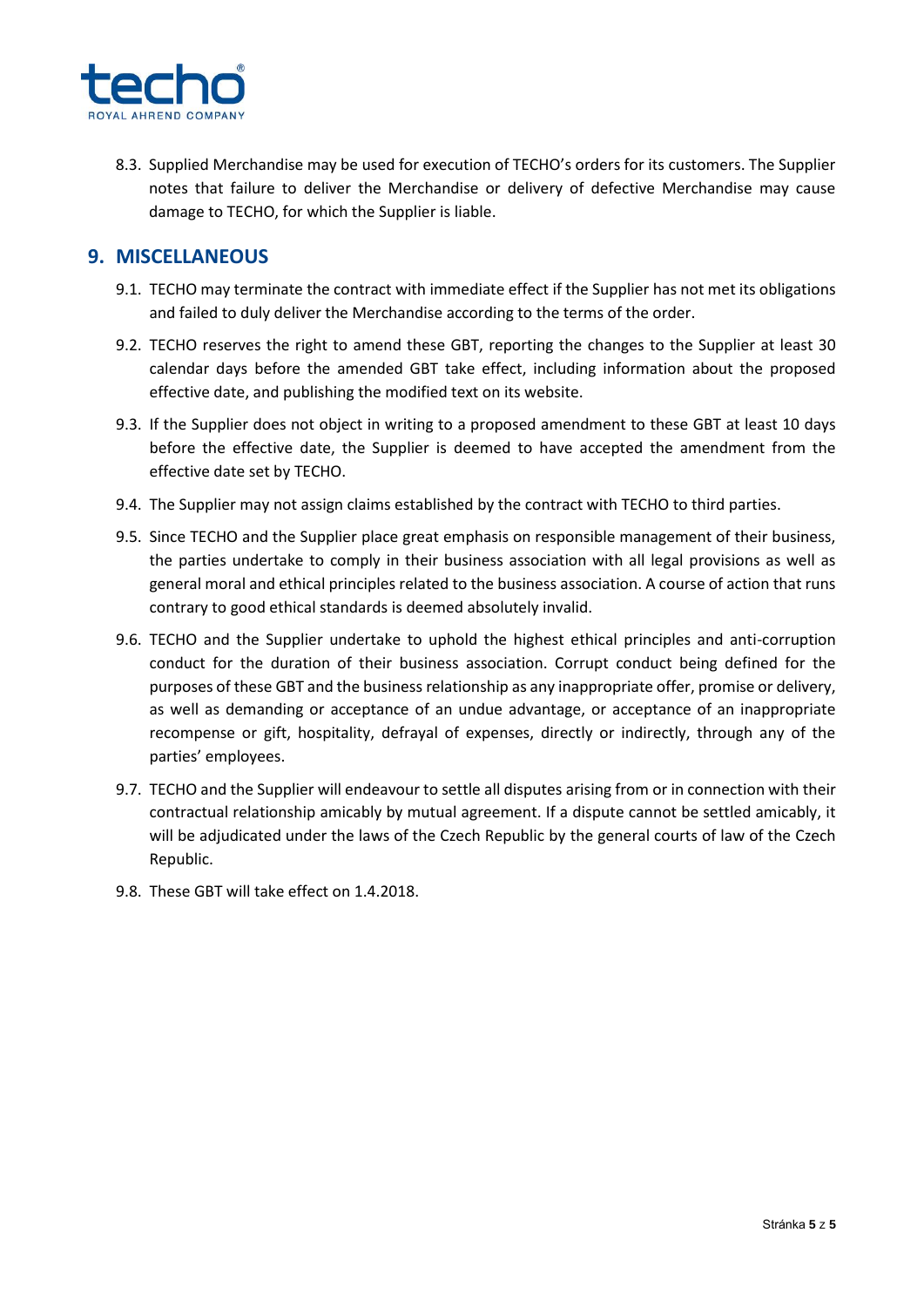8.3. Supplied Merchandise may be used for execution of TECHO's orders for its customers. The Supplier notes that failure to deliver the Merchandise or delivery of defective Merchandise may cause damage to TECHO, for which the Supplier is liable.

## 9. MISCELLANEOUS

9.1. TECHO may terminate the contract with immediate effect if the Supplier has not met its obligations and failed to duly deliver the Merchandise according to the terms of the order.

9.2. TECHO reserves the right to amend these GBT, reporting the changes to the Supplier at least 30 calendar days before the amended GBT take effect, including information about the proposed effective date, and publishing the modified text on its website.

9.3. If the Supplier does not object in writing to a proposed amendment to these GBT at least 10 days before the effective date, the Supplier is deemed to have accepted the amendment from the effective date set by TECHO.

9.4. The Supplier may not assign claims established by the contract with TECHO to third parties.

9.5. Since TECHO and the Supplier place great emphasis on responsible management of their business, the parties undertake to comply in their business association with all legal provisions as well as general moral and ethical principles related to the business association. A course of action that runs contrary to good ethical standards is deemed absolutely invalid.

9.6. TECHO and the Supplier undertake to uphold the highest ethical principles and anti-corruption conduct for the duration of their business association. Corrupt conduct being defined for the purposes of these GBT and the business relationship as any inappropriate offer, promise or delivery, as well as demanding or acceptance of an undue advantage, or acceptance of an inappropriate recompense or gift, hospitality, defrayal of expenses, directly or indirectly, through any of the parties' employees.

9.7. TECHO and the Supplier will endeavour to settle all disputes arising from or in connection with their contractual relationship amicably by mutual agreement. If a dispute cannot be settled amicably, it will be adjudicated under the laws of the Czech Republic by the general courts of law of the Czech Republic.

9.8. These GBT will take effect on 1.4.2018.